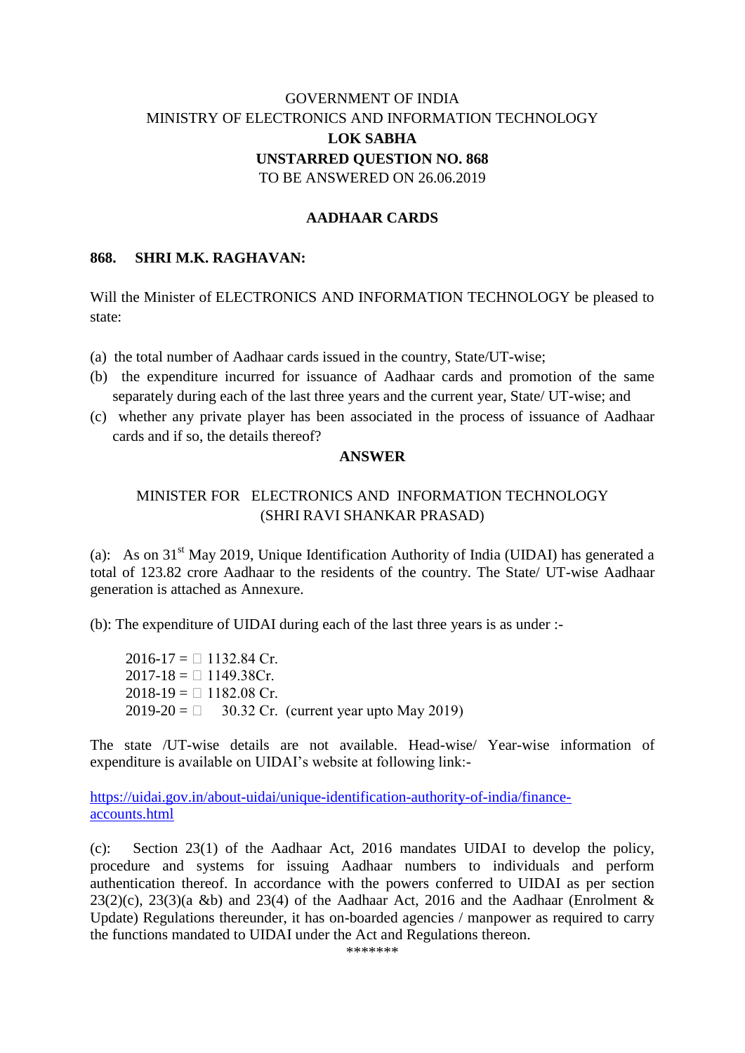GOVERNMENT OF INDIA
MINISTRY OF ELECTRONICS AND INFORMATION TECHNOLOGY
**LOK SABHA**
**UNSTARRED QUESTION NO. 868**
TO BE ANSWERED ON 26.06.2019

**AADHAAR CARDS**

**868. SHRI M.K. RAGHAVAN:**

Will the Minister of ELECTRONICS AND INFORMATION TECHNOLOGY be pleased to state:

(a) the total number of Aadhaar cards issued in the country, State/UT-wise;
(b) the expenditure incurred for issuance of Aadhaar cards and promotion of the same separately during each of the last three years and the current year, State/ UT-wise; and
(c) whether any private player has been associated in the process of issuance of Aadhaar cards and if so, the details thereof?

**ANSWER**

MINISTER FOR ELECTRONICS AND INFORMATION TECHNOLOGY
(SHRI RAVI SHANKAR PRASAD)

(a): As on 31st May 2019, Unique Identification Authority of India (UIDAI) has generated a total of 123.82 crore Aadhaar to the residents of the country. The State/ UT-wise Aadhaar generation is attached as Annexure.

(b): The expenditure of UIDAI during each of the last three years is as under :-

2016-17 = ₹ 1132.84 Cr.
2017-18 = ₹ 1149.38Cr.
2018-19 = ₹ 1182.08 Cr.
2019-20 = ₹ 30.32 Cr. (current year upto May 2019)

The state /UT-wise details are not available. Head-wise/ Year-wise information of expenditure is available on UIDAI's website at following link:-

https://uidai.gov.in/about-uidai/unique-identification-authority-of-india/finance-accounts.html

(c): Section 23(1) of the Aadhaar Act, 2016 mandates UIDAI to develop the policy, procedure and systems for issuing Aadhaar numbers to individuals and perform authentication thereof. In accordance with the powers conferred to UIDAI as per section 23(2)(c), 23(3)(a &b) and 23(4) of the Aadhaar Act, 2016 and the Aadhaar (Enrolment & Update) Regulations thereunder, it has on-boarded agencies / manpower as required to carry the functions mandated to UIDAI under the Act and Regulations thereon.

*******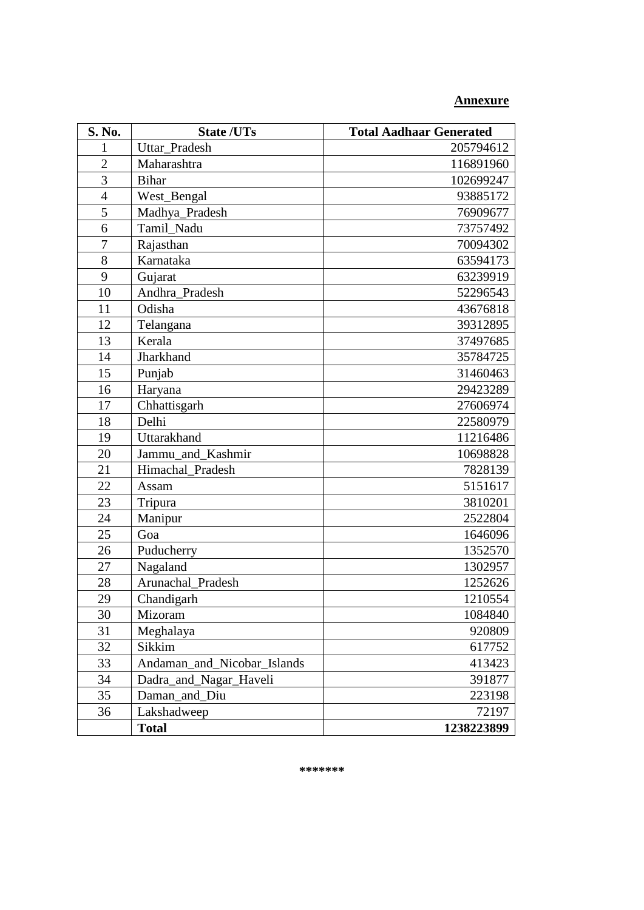**Annexure**

| S. No. | State /UTs | Total Aadhaar Generated |
|---|---|---|
| 1 | Uttar_Pradesh | 205794612 |
| 2 | Maharashtra | 116891960 |
| 3 | Bihar | 102699247 |
| 4 | West_Bengal | 93885172 |
| 5 | Madhya_Pradesh | 76909677 |
| 6 | Tamil_Nadu | 73757492 |
| 7 | Rajasthan | 70094302 |
| 8 | Karnataka | 63594173 |
| 9 | Gujarat | 63239919 |
| 10 | Andhra_Pradesh | 52296543 |
| 11 | Odisha | 43676818 |
| 12 | Telangana | 39312895 |
| 13 | Kerala | 37497685 |
| 14 | Jharkhand | 35784725 |
| 15 | Punjab | 31460463 |
| 16 | Haryana | 29423289 |
| 17 | Chhattisgarh | 27606974 |
| 18 | Delhi | 22580979 |
| 19 | Uttarakhand | 11216486 |
| 20 | Jammu_and_Kashmir | 10698828 |
| 21 | Himachal_Pradesh | 7828139 |
| 22 | Assam | 5151617 |
| 23 | Tripura | 3810201 |
| 24 | Manipur | 2522804 |
| 25 | Goa | 1646096 |
| 26 | Puducherry | 1352570 |
| 27 | Nagaland | 1302957 |
| 28 | Arunachal_Pradesh | 1252626 |
| 29 | Chandigarh | 1210554 |
| 30 | Mizoram | 1084840 |
| 31 | Meghalaya | 920809 |
| 32 | Sikkim | 617752 |
| 33 | Andaman_and_Nicobar_Islands | 413423 |
| 34 | Dadra_and_Nagar_Haveli | 391877 |
| 35 | Daman_and_Diu | 223198 |
| 36 | Lakshadweep | 72197 |
| | **Total** | **1238223899** |

*******